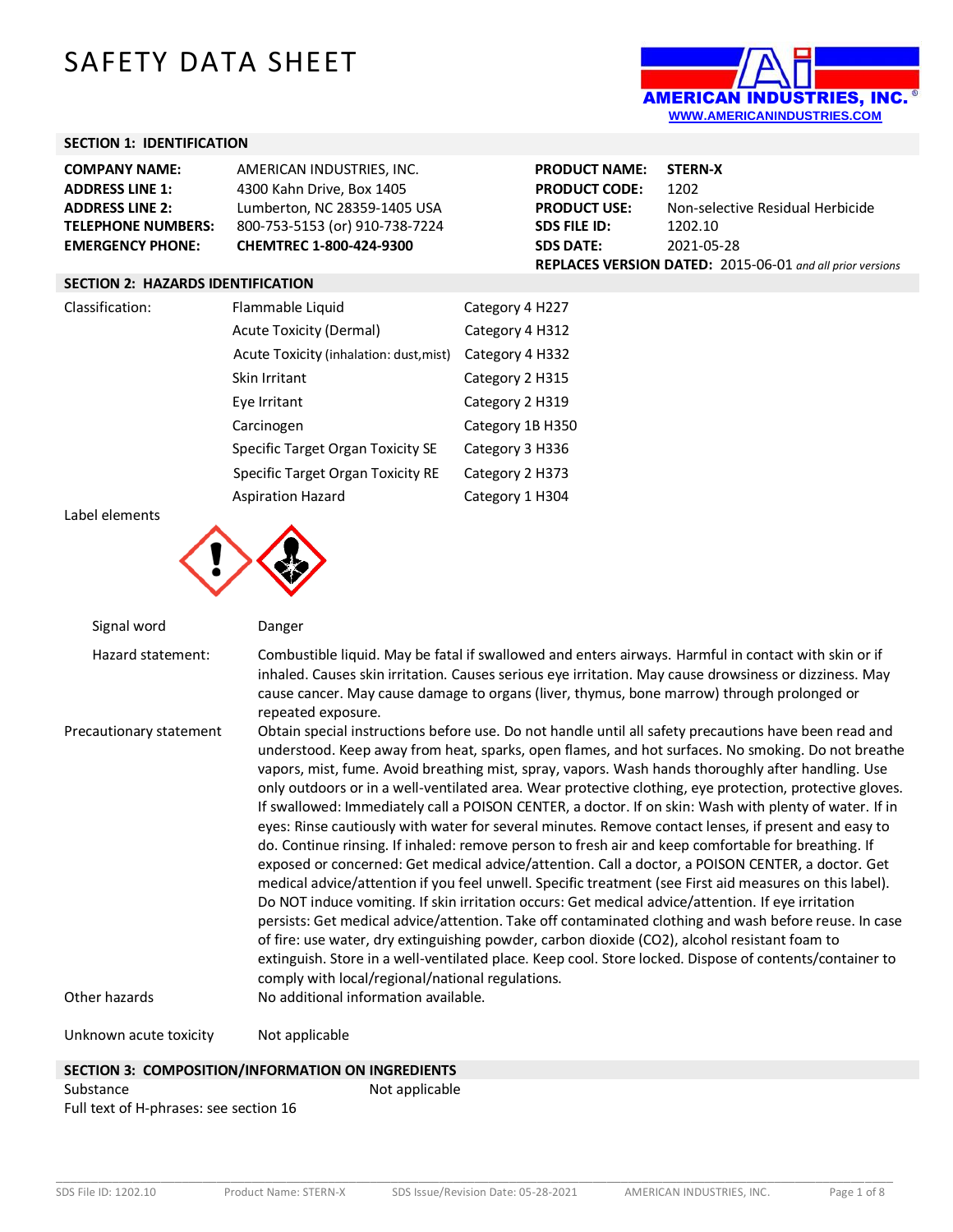# SAFETY DATA SHEET

AMERICAN INDUSTRIES, INC.®
WWW.AMERICANINDUSTRIES.COM

## SECTION 1: IDENTIFICATION

| | | | |
|---|---|---|---|
| **COMPANY NAME:** | AMERICAN INDUSTRIES, INC. | **PRODUCT NAME:** | **STERN-X** |
| **ADDRESS LINE 1:** | 4300 Kahn Drive, Box 1405 | **PRODUCT CODE:** | 1202 |
| **ADDRESS LINE 2:** | Lumberton, NC 28359-1405 USA | **PRODUCT USE:** | Non-selective Residual Herbicide |
| **TELEPHONE NUMBERS:** | 800-753-5153 (or) 910-738-7224 | **SDS FILE ID:** | 1202.10 |
| **EMERGENCY PHONE:** | **CHEMTREC 1-800-424-9300** | **SDS DATE:** | 2021-05-28 |

**REPLACES VERSION DATED:** 2015-06-01 *and all prior versions*

## SECTION 2: HAZARDS IDENTIFICATION

| | | |
|---|---|---|
| Classification: | Flammable Liquid | Category 4 H227 |
| | Acute Toxicity (Dermal) | Category 4 H312 |
| | Acute Toxicity (inhalation: dust,mist) | Category 4 H332 |
| | Skin Irritant | Category 2 H315 |
| | Eye Irritant | Category 2 H319 |
| | Carcinogen | Category 1B H350 |
| | Specific Target Organ Toxicity SE | Category 3 H336 |
| | Specific Target Organ Toxicity RE | Category 2 H373 |
| | Aspiration Hazard | Category 1 H304 |

Label elements

Signal word: Danger

Hazard statement: Combustible liquid. May be fatal if swallowed and enters airways. Harmful in contact with skin or if inhaled. Causes skin irritation. Causes serious eye irritation. May cause drowsiness or dizziness. May cause cancer. May cause damage to organs (liver, thymus, bone marrow) through prolonged or repeated exposure.

Precautionary statement: Obtain special instructions before use. Do not handle until all safety precautions have been read and understood. Keep away from heat, sparks, open flames, and hot surfaces. No smoking. Do not breathe vapors, mist, fume. Avoid breathing mist, spray, vapors. Wash hands thoroughly after handling. Use only outdoors or in a well-ventilated area. Wear protective clothing, eye protection, protective gloves. If swallowed: Immediately call a POISON CENTER, a doctor. If on skin: Wash with plenty of water. If in eyes: Rinse cautiously with water for several minutes. Remove contact lenses, if present and easy to do. Continue rinsing. If inhaled: remove person to fresh air and keep comfortable for breathing. If exposed or concerned: Get medical advice/attention. Call a doctor, a POISON CENTER, a doctor. Get medical advice/attention if you feel unwell. Specific treatment (see First aid measures on this label). Do NOT induce vomiting. If skin irritation occurs: Get medical advice/attention. If eye irritation persists: Get medical advice/attention. Take off contaminated clothing and wash before reuse. In case of fire: use water, dry extinguishing powder, carbon dioxide ($CO_2$), alcohol resistant foam to extinguish. Store in a well-ventilated place. Keep cool. Store locked. Dispose of contents/container to comply with local/regional/national regulations.

Other hazards: No additional information available.

Unknown acute toxicity: Not applicable

## SECTION 3: COMPOSITION/INFORMATION ON INGREDIENTS

Substance: Not applicable

Full text of H-phrases: see section 16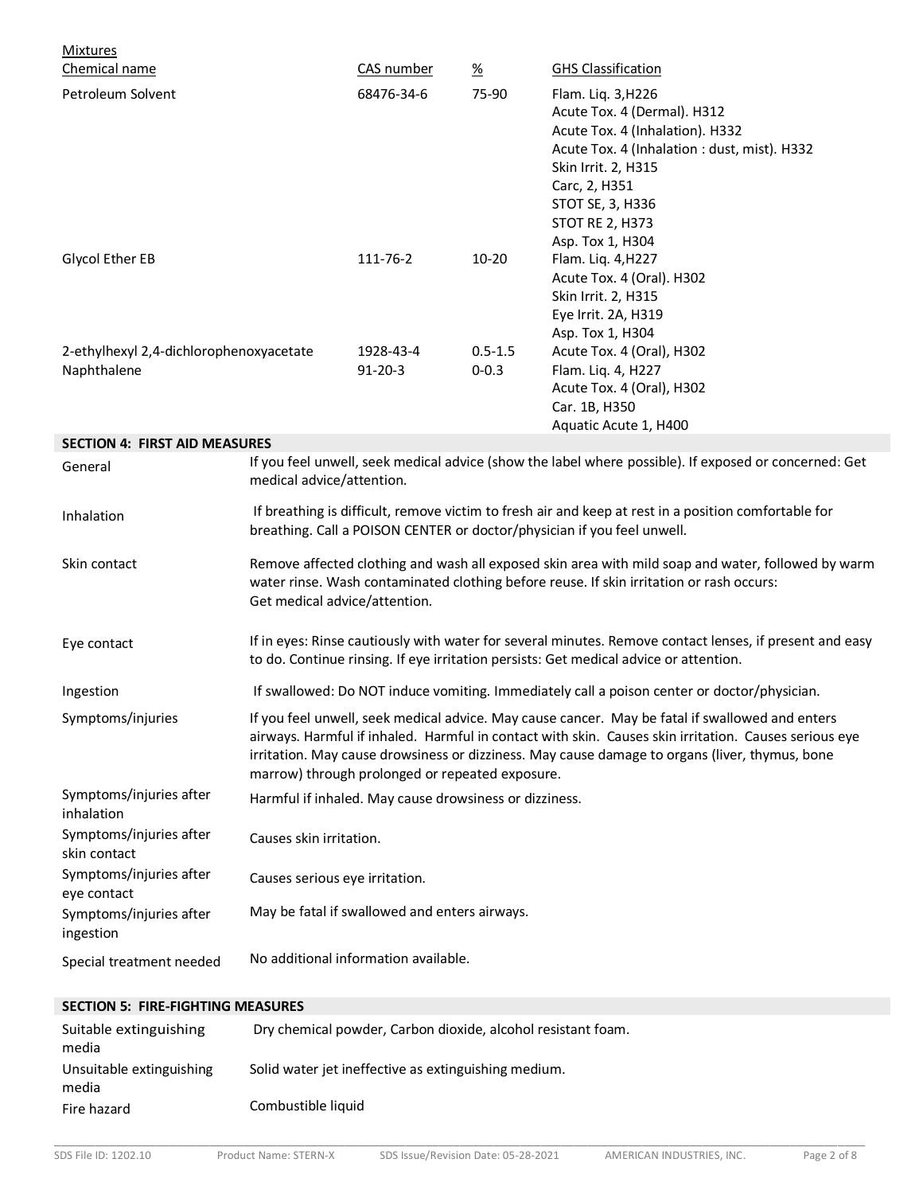Mixtures

| Chemical name | CAS number | % | GHS Classification |
| --- | --- | --- | --- |
| Petroleum Solvent | 68476-34-6 | 75-90 | Flam. Liq. 3,H226<br>Acute Tox. 4 (Dermal). H312<br>Acute Tox. 4 (Inhalation). H332<br>Acute Tox. 4 (Inhalation : dust, mist). H332<br>Skin Irrit. 2, H315<br>Carc, 2, H351<br>STOT SE, 3, H336<br>STOT RE 2, H373<br>Asp. Tox 1, H304 |
| Glycol Ether EB | 111-76-2 | 10-20 | Flam. Liq. 4,H227<br>Acute Tox. 4 (Oral). H302<br>Skin Irrit. 2, H315<br>Eye Irrit. 2A, H319<br>Asp. Tox 1, H304 |
| 2-ethylhexyl 2,4-dichlorophenoxyacetate | 1928-43-4 | 0.5-1.5 | Acute Tox. 4 (Oral), H302 |
| Naphthalene | 91-20-3 | 0-0.3 | Flam. Liq. 4, H227<br>Acute Tox. 4 (Oral), H302<br>Car. 1B, H350<br>Aquatic Acute 1, H400 |

## SECTION 4: FIRST AID MEASURES

| | |
| --- | --- |
| General | If you feel unwell, seek medical advice (show the label where possible). If exposed or concerned: Get medical advice/attention. |
| Inhalation | If breathing is difficult, remove victim to fresh air and keep at rest in a position comfortable for breathing. Call a POISON CENTER or doctor/physician if you feel unwell. |
| Skin contact | Remove affected clothing and wash all exposed skin area with mild soap and water, followed by warm water rinse. Wash contaminated clothing before reuse. If skin irritation or rash occurs: Get medical advice/attention. |
| Eye contact | If in eyes: Rinse cautiously with water for several minutes. Remove contact lenses, if present and easy to do. Continue rinsing. If eye irritation persists: Get medical advice or attention. |
| Ingestion | If swallowed: Do NOT induce vomiting. Immediately call a poison center or doctor/physician. |
| Symptoms/injuries | If you feel unwell, seek medical advice. May cause cancer. May be fatal if swallowed and enters airways. Harmful if inhaled. Harmful in contact with skin. Causes skin irritation. Causes serious eye irritation. May cause drowsiness or dizziness. May cause damage to organs (liver, thymus, bone marrow) through prolonged or repeated exposure. |
| Symptoms/injuries after inhalation | Harmful if inhaled. May cause drowsiness or dizziness. |
| Symptoms/injuries after skin contact | Causes skin irritation. |
| Symptoms/injuries after eye contact | Causes serious eye irritation. |
| Symptoms/injuries after ingestion | May be fatal if swallowed and enters airways. |
| Special treatment needed | No additional information available. |

## SECTION 5: FIRE-FIGHTING MEASURES

| | |
| --- | --- |
| Suitable extinguishing media | Dry chemical powder, Carbon dioxide, alcohol resistant foam. |
| Unsuitable extinguishing media | Solid water jet ineffective as extinguishing medium. |
| Fire hazard | Combustible liquid |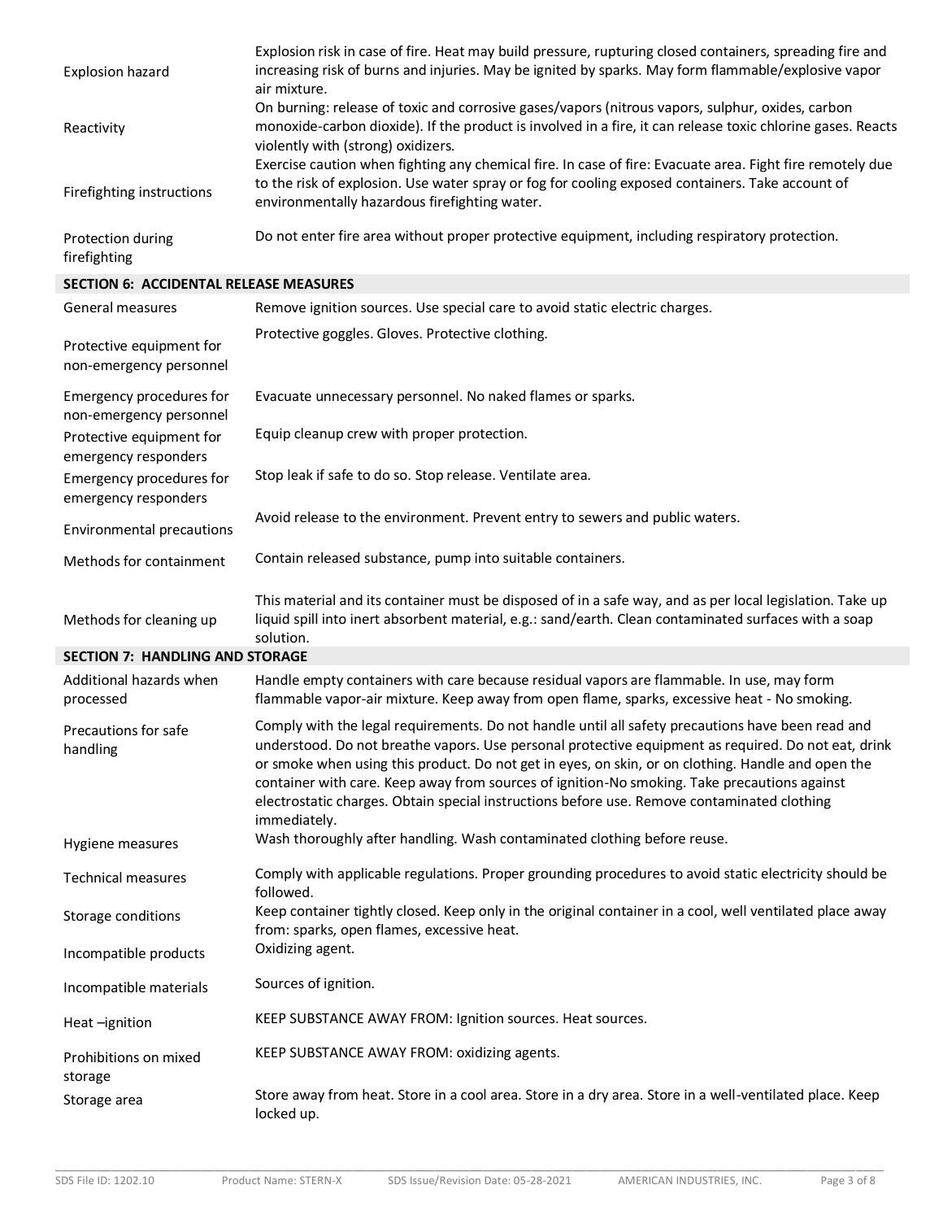| | |
|---|---|
| Explosion hazard | Explosion risk in case of fire. Heat may build pressure, rupturing closed containers, spreading fire and increasing risk of burns and injuries. May be ignited by sparks. May form flammable/explosive vapor air mixture. |
| Reactivity | On burning: release of toxic and corrosive gases/vapors (nitrous vapors, sulphur, oxides, carbon monoxide-carbon dioxide). If the product is involved in a fire, it can release toxic chlorine gases. Reacts violently with (strong) oxidizers. |
| Firefighting instructions | Exercise caution when fighting any chemical fire. In case of fire: Evacuate area. Fight fire remotely due to the risk of explosion. Use water spray or fog for cooling exposed containers. Take account of environmentally hazardous firefighting water. |
| Protection during firefighting | Do not enter fire area without proper protective equipment, including respiratory protection. |

## SECTION 6: ACCIDENTAL RELEASE MEASURES

| | |
|---|---|
| General measures | Remove ignition sources. Use special care to avoid static electric charges. |
| Protective equipment for non-emergency personnel | Protective goggles. Gloves. Protective clothing. |
| Emergency procedures for non-emergency personnel | Evacuate unnecessary personnel. No naked flames or sparks. |
| Protective equipment for emergency responders | Equip cleanup crew with proper protection. |
| Emergency procedures for emergency responders | Stop leak if safe to do so. Stop release. Ventilate area. |
| Environmental precautions | Avoid release to the environment. Prevent entry to sewers and public waters. |
| Methods for containment | Contain released substance, pump into suitable containers. |
| Methods for cleaning up | This material and its container must be disposed of in a safe way, and as per local legislation. Take up liquid spill into inert absorbent material, e.g.: sand/earth. Clean contaminated surfaces with a soap solution. |

## SECTION 7: HANDLING AND STORAGE

| | |
|---|---|
| Additional hazards when processed | Handle empty containers with care because residual vapors are flammable. In use, may form flammable vapor-air mixture. Keep away from open flame, sparks, excessive heat - No smoking. |
| Precautions for safe handling | Comply with the legal requirements. Do not handle until all safety precautions have been read and understood. Do not breathe vapors. Use personal protective equipment as required. Do not eat, drink or smoke when using this product. Do not get in eyes, on skin, or on clothing. Handle and open the container with care. Keep away from sources of ignition-No smoking. Take precautions against electrostatic charges. Obtain special instructions before use. Remove contaminated clothing immediately. |
| Hygiene measures | Wash thoroughly after handling. Wash contaminated clothing before reuse. |
| Technical measures | Comply with applicable regulations. Proper grounding procedures to avoid static electricity should be followed. |
| Storage conditions | Keep container tightly closed. Keep only in the original container in a cool, well ventilated place away from: sparks, open flames, excessive heat. |
| Incompatible products | Oxidizing agent. |
| Incompatible materials | Sources of ignition. |
| Heat –ignition | KEEP SUBSTANCE AWAY FROM: Ignition sources. Heat sources. |
| Prohibitions on mixed storage | KEEP SUBSTANCE AWAY FROM: oxidizing agents. |
| Storage area | Store away from heat. Store in a cool area. Store in a dry area. Store in a well-ventilated place. Keep locked up. |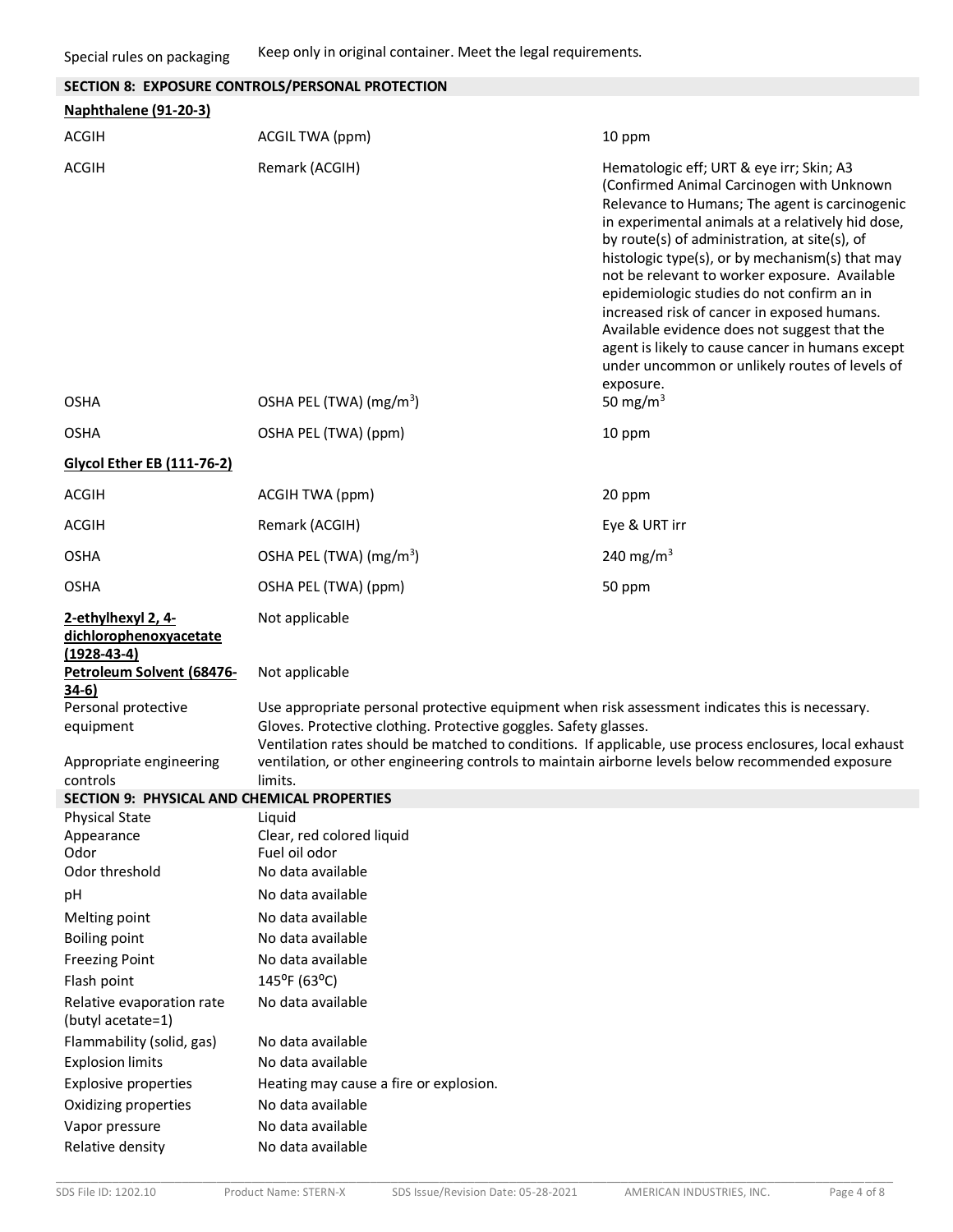| Special rules on packaging | Keep only in original container. Meet the legal requirements. |
|---|---|

## SECTION 8: EXPOSURE CONTROLS/PERSONAL PROTECTION

**Naphthalene (91-20-3)**

| | | |
|---|---|---|
| ACGIH | ACGIL TWA (ppm) | 10 ppm |
| ACGIH | Remark (ACGIH) | Hematologic eff; URT & eye irr; Skin; A3 (Confirmed Animal Carcinogen with Unknown Relevance to Humans; The agent is carcinogenic in experimental animals at a relatively hid dose, by route(s) of administration, at site(s), of histologic type(s), or by mechanism(s) that may not be relevant to worker exposure. Available epidemiologic studies do not confirm an in increased risk of cancer in exposed humans. Available evidence does not suggest that the agent is likely to cause cancer in humans except under uncommon or unlikely routes of levels of exposure. |
| OSHA | OSHA PEL (TWA) ($mg/m^3$) | 50 $mg/m^3$ |
| OSHA | OSHA PEL (TWA) (ppm) | 10 ppm |

**Glycol Ether EB (111-76-2)**

| | | |
|---|---|---|
| ACGIH | ACGIH TWA (ppm) | 20 ppm |
| ACGIH | Remark (ACGIH) | Eye & URT irr |
| OSHA | OSHA PEL (TWA) ($mg/m^3$) | 240 $mg/m^3$ |
| OSHA | OSHA PEL (TWA) (ppm) | 50 ppm |

| | |
|---|---|
| **2-ethylhexyl 2, 4-dichlorophenoxyacetate (1928-43-4)** | Not applicable |
| **Petroleum Solvent (68476-34-6)** | Not applicable |
| Personal protective equipment | Use appropriate personal protective equipment when risk assessment indicates this is necessary. Gloves. Protective clothing. Protective goggles. Safety glasses. |
| Appropriate engineering controls | Ventilation rates should be matched to conditions. If applicable, use process enclosures, local exhaust ventilation, or other engineering controls to maintain airborne levels below recommended exposure limits. |

## SECTION 9: PHYSICAL AND CHEMICAL PROPERTIES

| | |
|---|---|
| Physical State | Liquid |
| Appearance | Clear, red colored liquid |
| Odor | Fuel oil odor |
| Odor threshold | No data available |
| pH | No data available |
| Melting point | No data available |
| Boiling point | No data available |
| Freezing Point | No data available |
| Flash point | 145°F (63°C) |
| Relative evaporation rate (butyl acetate=1) | No data available |
| Flammability (solid, gas) | No data available |
| Explosion limits | No data available |
| Explosive properties | Heating may cause a fire or explosion. |
| Oxidizing properties | No data available |
| Vapor pressure | No data available |
| Relative density | No data available |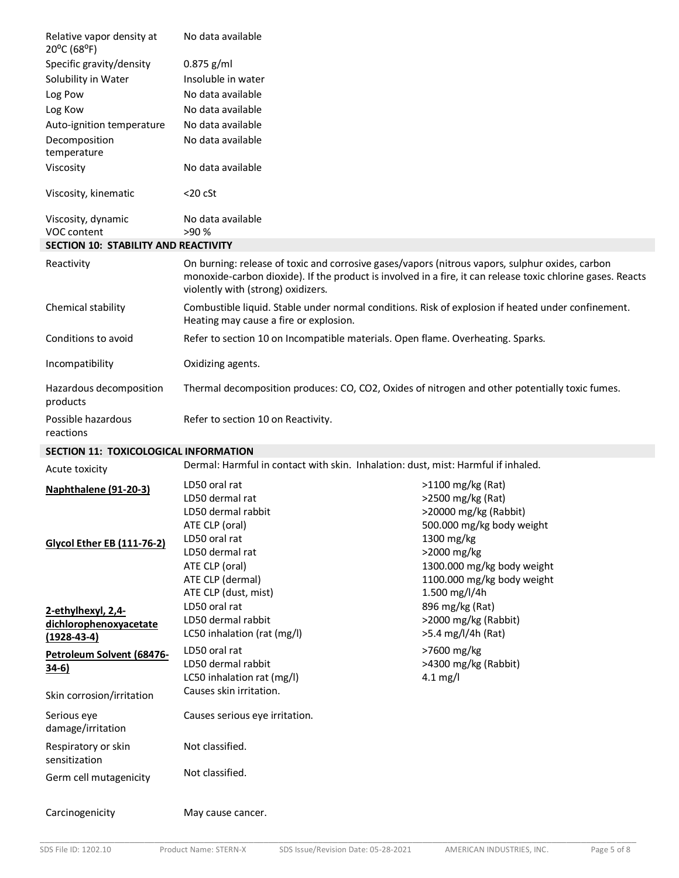| | |
|---|---|
| Relative vapor density at 20ºC (68ºF) | No data available |
| Specific gravity/density | 0.875 g/ml |
| Solubility in Water | Insoluble in water |
| Log Pow | No data available |
| Log Kow | No data available |
| Auto-ignition temperature | No data available |
| Decomposition temperature | No data available |
| Viscosity | No data available |
| Viscosity, kinematic | <20 cSt |
| Viscosity, dynamic | No data available |
| VOC content | >90 % |

## SECTION 10: STABILITY AND REACTIVITY

| | |
|---|---|
| Reactivity | On burning: release of toxic and corrosive gases/vapors (nitrous vapors, sulphur oxides, carbon monoxide-carbon dioxide). If the product is involved in a fire, it can release toxic chlorine gases. Reacts violently with (strong) oxidizers. |
| Chemical stability | Combustible liquid. Stable under normal conditions. Risk of explosion if heated under confinement. Heating may cause a fire or explosion. |
| Conditions to avoid | Refer to section 10 on Incompatible materials. Open flame. Overheating. Sparks. |
| Incompatibility | Oxidizing agents. |
| Hazardous decomposition products | Thermal decomposition produces: CO, CO2, Oxides of nitrogen and other potentially toxic fumes. |
| Possible hazardous reactions | Refer to section 10 on Reactivity. |

## SECTION 11: TOXICOLOGICAL INFORMATION

Acute toxicity: Dermal: Harmful in contact with skin. Inhalation: dust, mist: Harmful if inhaled.

| | | |
|---|---|---|
| **Naphthalene (91-20-3)** | LD50 oral rat | >1100 mg/kg (Rat) |
| | LD50 dermal rat | >2500 mg/kg (Rat) |
| | LD50 dermal rabbit | >20000 mg/kg (Rabbit) |
| | ATE CLP (oral) | 500.000 mg/kg body weight |
| **Glycol Ether EB (111-76-2)** | LD50 oral rat | 1300 mg/kg |
| | LD50 dermal rat | >2000 mg/kg |
| | ATE CLP (oral) | 1300.000 mg/kg body weight |
| | ATE CLP (dermal) | 1100.000 mg/kg body weight |
| | ATE CLP (dust, mist) | 1.500 mg/l/4h |
| **2-ethylhexyl, 2,4-dichlorophenoxyacetate (1928-43-4)** | LD50 oral rat | 896 mg/kg (Rat) |
| | LD50 dermal rabbit | >2000 mg/kg (Rabbit) |
| | LC50 inhalation (rat (mg/l) | >5.4 mg/l/4h (Rat) |
| **Petroleum Solvent (68476-34-6)** | LD50 oral rat | >7600 mg/kg |
| | LD50 dermal rabbit | >4300 mg/kg (Rabbit) |
| | LC50 inhalation rat (mg/l) | 4.1 mg/l |

| | |
|---|---|
| Skin corrosion/irritation | Causes skin irritation. |
| Serious eye damage/irritation | Causes serious eye irritation. |
| Respiratory or skin sensitization | Not classified. |
| Germ cell mutagenicity | Not classified. |
| Carcinogenicity | May cause cancer. |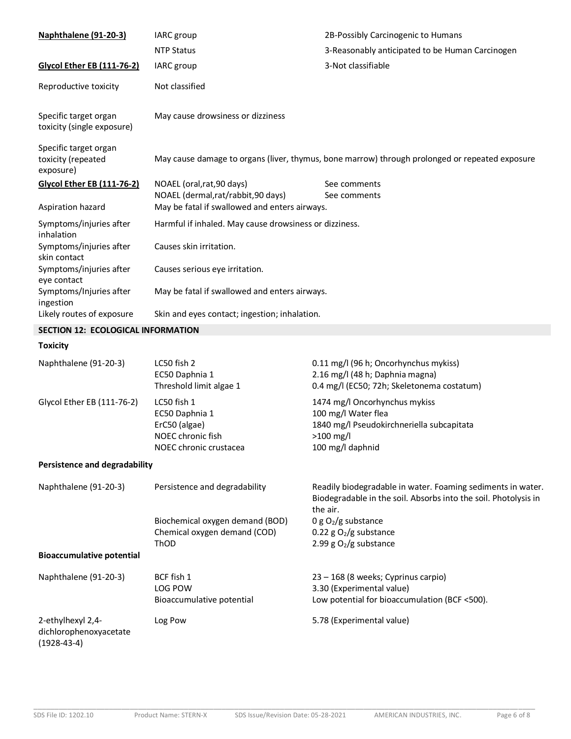| | | |
|---|---|---|
| **Naphthalene (91-20-3)** | IARC group | 2B-Possibly Carcinogenic to Humans |
| | NTP Status | 3-Reasonably anticipated to be Human Carcinogen |
| **Glycol Ether EB (111-76-2)** | IARC group | 3-Not classifiable |
| Reproductive toxicity | Not classified | |
| Specific target organ toxicity (single exposure) | May cause drowsiness or dizziness | |
| Specific target organ toxicity (repeated exposure) | May cause damage to organs (liver, thymus, bone marrow) through prolonged or repeated exposure | |
| **Glycol Ether EB (111-76-2)** | NOAEL (oral,rat,90 days)<br>NOAEL (dermal,rat/rabbit,90 days) | See comments<br>See comments |
| Aspiration hazard | May be fatal if swallowed and enters airways. | |
| Symptoms/injuries after inhalation | Harmful if inhaled. May cause drowsiness or dizziness. | |
| Symptoms/injuries after skin contact | Causes skin irritation. | |
| Symptoms/injuries after eye contact | Causes serious eye irritation. | |
| Symptoms/Injuries after ingestion | May be fatal if swallowed and enters airways. | |
| Likely routes of exposure | Skin and eyes contact; ingestion; inhalation. | |

## SECTION 12: ECOLOGICAL INFORMATION

### Toxicity

| | | |
|---|---|---|
| Naphthalene (91-20-3) | LC50 fish 2<br>EC50 Daphnia 1<br>Threshold limit algae 1 | 0.11 mg/l (96 h; Oncorhynchus mykiss)<br>2.16 mg/l (48 h; Daphnia magna)<br>0.4 mg/l (EC50; 72h; Skeletonema costatum) |
| Glycol Ether EB (111-76-2) | LC50 fish 1<br>EC50 Daphnia 1<br>ErC50 (algae)<br>NOEC chronic fish<br>NOEC chronic crustacea | 1474 mg/l Oncorhynchus mykiss<br>100 mg/l Water flea<br>1840 mg/l Pseudokirchneriella subcapitata<br>>100 mg/l<br>100 mg/l daphnid |

### Persistence and degradability

| | | |
|---|---|---|
| Naphthalene (91-20-3) | Persistence and degradability | Readily biodegradable in water. Foaming sediments in water. Biodegradable in the soil. Absorbs into the soil. Photolysis in the air. |
| | Biochemical oxygen demand (BOD)<br>Chemical oxygen demand (COD)<br>ThOD | 0 g $O_2$/g substance<br>0.22 g $O_2$/g substance<br>2.99 g $O_2$/g substance |

### Bioaccumulative potential

| | | |
|---|---|---|
| Naphthalene (91-20-3) | BCF fish 1<br>LOG POW<br>Bioaccumulative potential | 23 – 168 (8 weeks; Cyprinus carpio)<br>3.30 (Experimental value)<br>Low potential for bioaccumulation (BCF <500). |
| 2-ethylhexyl 2,4-dichlorophenoxyacetate (1928-43-4) | Log Pow | 5.78 (Experimental value) |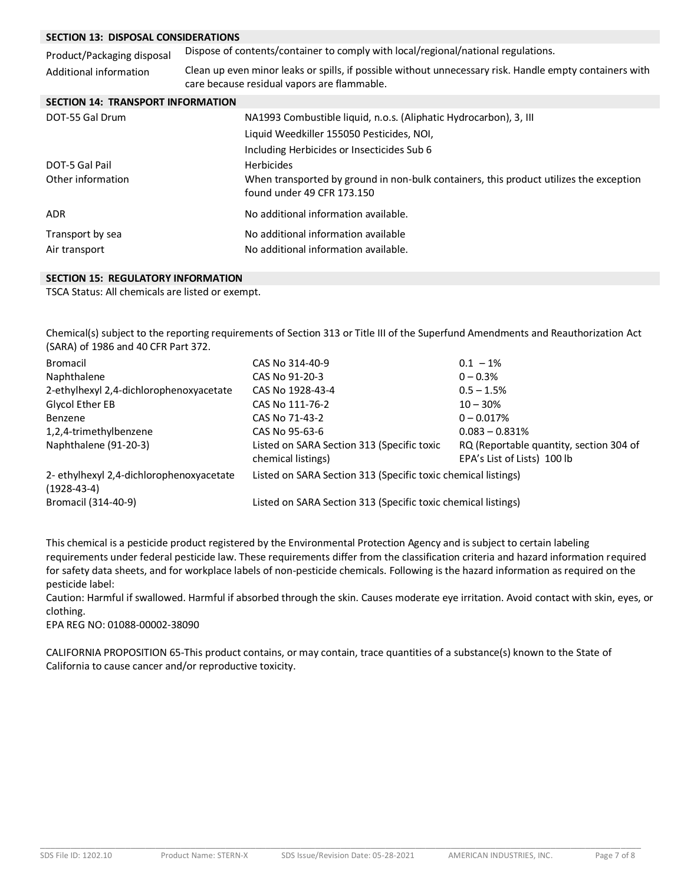## SECTION 13: DISPOSAL CONSIDERATIONS

| | |
|---|---|
| Product/Packaging disposal | Dispose of contents/container to comply with local/regional/national regulations. |
| Additional information | Clean up even minor leaks or spills, if possible without unnecessary risk. Handle empty containers with care because residual vapors are flammable. |

## SECTION 14: TRANSPORT INFORMATION

| | |
|---|---|
| DOT-55 Gal Drum | NA1993 Combustible liquid, n.o.s. (Aliphatic Hydrocarbon), 3, III<br>Liquid Weedkiller 155050 Pesticides, NOI,<br>Including Herbicides or Insecticides Sub 6 |
| DOT-5 Gal Pail | Herbicides |
| Other information | When transported by ground in non-bulk containers, this product utilizes the exception found under 49 CFR 173.150 |
| ADR | No additional information available. |
| Transport by sea | No additional information available |
| Air transport | No additional information available. |

## SECTION 15: REGULATORY INFORMATION

TSCA Status: All chemicals are listed or exempt.

Chemical(s) subject to the reporting requirements of Section 313 or Title III of the Superfund Amendments and Reauthorization Act (SARA) of 1986 and 40 CFR Part 372.

| | | |
|---|---|---|
| Bromacil | CAS No 314-40-9 | 0.1 – 1% |
| Naphthalene | CAS No 91-20-3 | 0 – 0.3% |
| 2-ethylhexyl 2,4-dichlorophenoxyacetate | CAS No 1928-43-4 | 0.5 – 1.5% |
| Glycol Ether EB | CAS No 111-76-2 | 10 – 30% |
| Benzene | CAS No 71-43-2 | 0 – 0.017% |
| 1,2,4-trimethylbenzene | CAS No 95-63-6 | 0.083 – 0.831% |
| Naphthalene (91-20-3) | Listed on SARA Section 313 (Specific toxic chemical listings) | RQ (Reportable quantity, section 304 of EPA's List of Lists) 100 lb |
| 2- ethylhexyl 2,4-dichlorophenoxyacetate (1928-43-4) | Listed on SARA Section 313 (Specific toxic chemical listings) | |
| Bromacil (314-40-9) | Listed on SARA Section 313 (Specific toxic chemical listings) | |

This chemical is a pesticide product registered by the Environmental Protection Agency and is subject to certain labeling requirements under federal pesticide law. These requirements differ from the classification criteria and hazard information required for safety data sheets, and for workplace labels of non-pesticide chemicals. Following is the hazard information as required on the pesticide label:

Caution: Harmful if swallowed. Harmful if absorbed through the skin. Causes moderate eye irritation. Avoid contact with skin, eyes, or clothing.

EPA REG NO: 01088-00002-38090

CALIFORNIA PROPOSITION 65-This product contains, or may contain, trace quantities of a substance(s) known to the State of California to cause cancer and/or reproductive toxicity.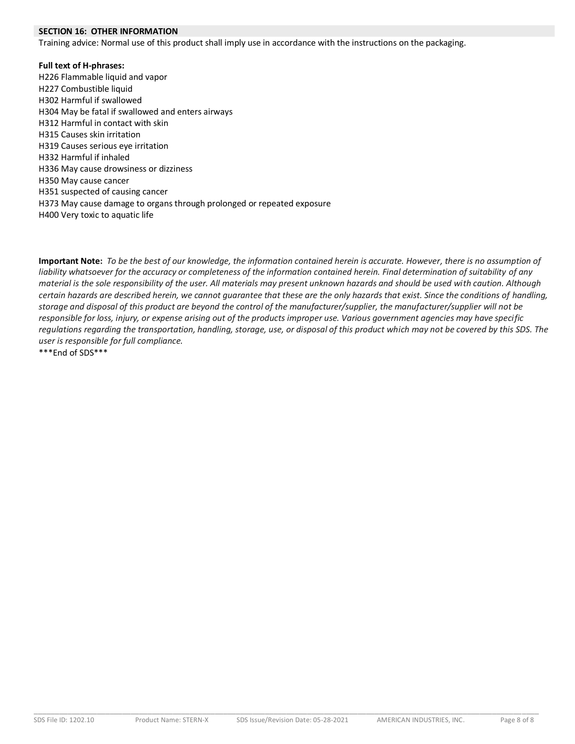## SECTION 16: OTHER INFORMATION

Training advice: Normal use of this product shall imply use in accordance with the instructions on the packaging.

**Full text of H-phrases:**

H226 Flammable liquid and vapor
H227 Combustible liquid
H302 Harmful if swallowed
H304 May be fatal if swallowed and enters airways
H312 Harmful in contact with skin
H315 Causes skin irritation
H319 Causes serious eye irritation
H332 Harmful if inhaled
H336 May cause drowsiness or dizziness
H350 May cause cancer
H351 suspected of causing cancer
H373 May cause damage to organs through prolonged or repeated exposure
H400 Very toxic to aquatic life

**Important Note:** *To be the best of our knowledge, the information contained herein is accurate. However, there is no assumption of liability whatsoever for the accuracy or completeness of the information contained herein. Final determination of suitability of any material is the sole responsibility of the user. All materials may present unknown hazards and should be used with caution. Although certain hazards are described herein, we cannot guarantee that these are the only hazards that exist. Since the conditions of handling, storage and disposal of this product are beyond the control of the manufacturer/supplier, the manufacturer/supplier will not be responsible for loss, injury, or expense arising out of the products improper use. Various government agencies may have specific regulations regarding the transportation, handling, storage, use, or disposal of this product which may not be covered by this SDS. The user is responsible for full compliance.*

***End of SDS***